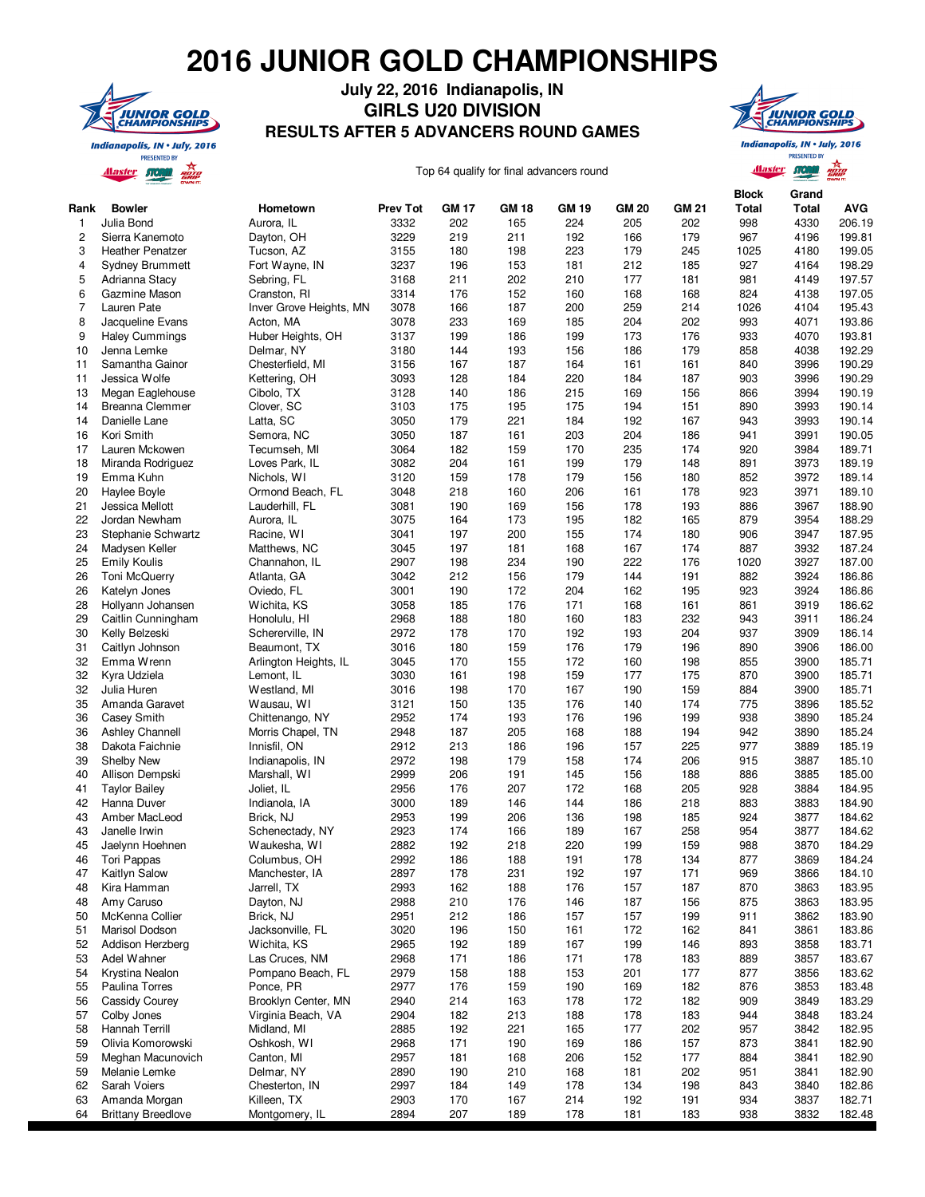# 2016 JUNIOR GOLD CHAMPIONSHIPS

## July 22, 2016 Indianapolis, IN
## GIRLS U20 DIVISION
## RESULTS AFTER 5 ADVANCERS ROUND GAMES

Top 64 qualify for final advancers round

| Rank | Bowler | Hometown | Prev Tot | GM 17 | GM 18 | GM 19 | GM 20 | GM 21 | Block Total | Grand Total | AVG |
|---|---|---|---|---|---|---|---|---|---|---|---|
| 1 | Julia Bond | Aurora, IL | 3332 | 202 | 165 | 224 | 205 | 202 | 998 | 4330 | 206.19 |
| 2 | Sierra Kanemoto | Dayton, OH | 3229 | 219 | 211 | 192 | 166 | 179 | 967 | 4196 | 199.81 |
| 3 | Heather Penatzer | Tucson, AZ | 3155 | 180 | 198 | 223 | 179 | 245 | 1025 | 4180 | 199.05 |
| 4 | Sydney Brummett | Fort Wayne, IN | 3237 | 196 | 153 | 181 | 212 | 185 | 927 | 4164 | 198.29 |
| 5 | Adrianna Stacy | Sebring, FL | 3168 | 211 | 202 | 210 | 177 | 181 | 981 | 4149 | 197.57 |
| 6 | Gazmine Mason | Cranston, RI | 3314 | 176 | 152 | 160 | 168 | 168 | 824 | 4138 | 197.05 |
| 7 | Lauren Pate | Inver Grove Heights, MN | 3078 | 166 | 187 | 200 | 259 | 214 | 1026 | 4104 | 195.43 |
| 8 | Jacqueline Evans | Acton, MA | 3078 | 233 | 169 | 185 | 204 | 202 | 993 | 4071 | 193.86 |
| 9 | Haley Cummings | Huber Heights, OH | 3137 | 199 | 186 | 199 | 173 | 176 | 933 | 4070 | 193.81 |
| 10 | Jenna Lemke | Delmar, NY | 3180 | 144 | 193 | 156 | 186 | 179 | 858 | 4038 | 192.29 |
| 11 | Samantha Gainor | Chesterfield, MI | 3156 | 167 | 187 | 164 | 161 | 161 | 840 | 3996 | 190.29 |
| 11 | Jessica Wolfe | Kettering, OH | 3093 | 128 | 184 | 220 | 184 | 187 | 903 | 3996 | 190.29 |
| 13 | Megan Eaglehouse | Cibolo, TX | 3128 | 140 | 186 | 215 | 169 | 156 | 866 | 3994 | 190.19 |
| 14 | Breanna Clemmer | Clover, SC | 3103 | 175 | 195 | 175 | 194 | 151 | 890 | 3993 | 190.14 |
| 14 | Danielle Lane | Latta, SC | 3050 | 179 | 221 | 184 | 192 | 167 | 943 | 3993 | 190.14 |
| 16 | Kori Smith | Semora, NC | 3050 | 187 | 161 | 203 | 204 | 186 | 941 | 3991 | 190.05 |
| 17 | Lauren Mckowen | Tecumseh, MI | 3064 | 182 | 159 | 170 | 235 | 174 | 920 | 3984 | 189.71 |
| 18 | Miranda Rodriguez | Loves Park, IL | 3082 | 204 | 161 | 199 | 179 | 148 | 891 | 3973 | 189.19 |
| 19 | Emma Kuhn | Nichols, WI | 3120 | 159 | 178 | 179 | 156 | 180 | 852 | 3972 | 189.14 |
| 20 | Haylee Boyle | Ormond Beach, FL | 3048 | 218 | 160 | 206 | 161 | 178 | 923 | 3971 | 189.10 |
| 21 | Jessica Mellott | Lauderhill, FL | 3081 | 190 | 169 | 156 | 178 | 193 | 886 | 3967 | 188.90 |
| 22 | Jordan Newham | Aurora, IL | 3075 | 164 | 173 | 195 | 182 | 165 | 879 | 3954 | 188.29 |
| 23 | Stephanie Schwartz | Racine, WI | 3041 | 197 | 200 | 155 | 174 | 180 | 906 | 3947 | 187.95 |
| 24 | Madysen Keller | Matthews, NC | 3045 | 197 | 181 | 168 | 167 | 174 | 887 | 3932 | 187.24 |
| 25 | Emily Koulis | Channahon, IL | 2907 | 198 | 234 | 190 | 222 | 176 | 1020 | 3927 | 187.00 |
| 26 | Toni McQuerry | Atlanta, GA | 3042 | 212 | 156 | 179 | 144 | 191 | 882 | 3924 | 186.86 |
| 26 | Katelyn Jones | Oviedo, FL | 3001 | 190 | 172 | 204 | 162 | 195 | 923 | 3924 | 186.86 |
| 28 | Hollyann Johansen | Wichita, KS | 3058 | 185 | 176 | 171 | 168 | 161 | 861 | 3919 | 186.62 |
| 29 | Caitlin Cunningham | Honolulu, HI | 2968 | 188 | 180 | 160 | 183 | 232 | 943 | 3911 | 186.24 |
| 30 | Kelly Belzeski | Schererville, IN | 2972 | 178 | 170 | 192 | 193 | 204 | 937 | 3909 | 186.14 |
| 31 | Caitlyn Johnson | Beaumont, TX | 3016 | 180 | 159 | 176 | 179 | 196 | 890 | 3906 | 186.00 |
| 32 | Emma Wrenn | Arlington Heights, IL | 3045 | 170 | 155 | 172 | 160 | 198 | 855 | 3900 | 185.71 |
| 32 | Kyra Udziela | Lemont, IL | 3030 | 161 | 198 | 159 | 177 | 175 | 870 | 3900 | 185.71 |
| 32 | Julia Huren | Westland, MI | 3016 | 198 | 170 | 167 | 190 | 159 | 884 | 3900 | 185.71 |
| 35 | Amanda Garavet | Wausau, WI | 3121 | 150 | 135 | 176 | 140 | 174 | 775 | 3896 | 185.52 |
| 36 | Casey Smith | Chittenango, NY | 2952 | 174 | 193 | 176 | 196 | 199 | 938 | 3890 | 185.24 |
| 36 | Ashley Channell | Morris Chapel, TN | 2948 | 187 | 205 | 168 | 188 | 194 | 942 | 3890 | 185.24 |
| 38 | Dakota Faichnie | Innisfil, ON | 2912 | 213 | 186 | 196 | 157 | 225 | 977 | 3889 | 185.19 |
| 39 | Shelby New | Indianapolis, IN | 2972 | 198 | 179 | 158 | 174 | 206 | 915 | 3887 | 185.10 |
| 40 | Allison Dempski | Marshall, WI | 2999 | 206 | 191 | 145 | 156 | 188 | 886 | 3885 | 185.00 |
| 41 | Taylor Bailey | Joliet, IL | 2956 | 176 | 207 | 172 | 168 | 205 | 928 | 3884 | 184.95 |
| 42 | Hanna Duver | Indianola, IA | 3000 | 189 | 146 | 144 | 186 | 218 | 883 | 3883 | 184.90 |
| 43 | Amber MacLeod | Brick, NJ | 2953 | 199 | 206 | 136 | 198 | 185 | 924 | 3877 | 184.62 |
| 43 | Janelle Irwin | Schenectady, NY | 2923 | 174 | 166 | 189 | 167 | 258 | 954 | 3877 | 184.62 |
| 45 | Jaelynn Hoehnen | Waukesha, WI | 2882 | 192 | 218 | 220 | 199 | 159 | 988 | 3870 | 184.29 |
| 46 | Tori Pappas | Columbus, OH | 2992 | 186 | 188 | 191 | 178 | 134 | 877 | 3869 | 184.24 |
| 47 | Kaitlyn Salow | Manchester, IA | 2897 | 178 | 231 | 192 | 197 | 171 | 969 | 3866 | 184.10 |
| 48 | Kira Hamman | Jarrell, TX | 2993 | 162 | 188 | 176 | 157 | 187 | 870 | 3863 | 183.95 |
| 48 | Amy Caruso | Dayton, NJ | 2988 | 210 | 176 | 146 | 187 | 156 | 875 | 3863 | 183.95 |
| 50 | McKenna Collier | Brick, NJ | 2951 | 212 | 186 | 157 | 157 | 199 | 911 | 3862 | 183.90 |
| 51 | Marisol Dodson | Jacksonville, FL | 3020 | 196 | 150 | 161 | 172 | 162 | 841 | 3861 | 183.86 |
| 52 | Addison Herzberg | Wichita, KS | 2965 | 192 | 189 | 167 | 199 | 146 | 893 | 3858 | 183.71 |
| 53 | Adel Wahner | Las Cruces, NM | 2968 | 171 | 186 | 171 | 178 | 183 | 889 | 3857 | 183.67 |
| 54 | Krystina Nealon | Pompano Beach, FL | 2979 | 158 | 188 | 153 | 201 | 177 | 877 | 3856 | 183.62 |
| 55 | Paulina Torres | Ponce, PR | 2977 | 176 | 159 | 190 | 169 | 182 | 876 | 3853 | 183.48 |
| 56 | Cassidy Courey | Brooklyn Center, MN | 2940 | 214 | 163 | 178 | 172 | 182 | 909 | 3849 | 183.29 |
| 57 | Colby Jones | Virginia Beach, VA | 2904 | 182 | 213 | 188 | 178 | 183 | 944 | 3848 | 183.24 |
| 58 | Hannah Terrill | Midland, MI | 2885 | 192 | 221 | 165 | 177 | 202 | 957 | 3842 | 182.95 |
| 59 | Olivia Komorowski | Oshkosh, WI | 2968 | 171 | 190 | 169 | 186 | 157 | 873 | 3841 | 182.90 |
| 59 | Meghan Macunovich | Canton, MI | 2957 | 181 | 168 | 206 | 152 | 177 | 884 | 3841 | 182.90 |
| 59 | Melanie Lemke | Delmar, NY | 2890 | 190 | 210 | 168 | 181 | 202 | 951 | 3841 | 182.90 |
| 62 | Sarah Voiers | Chesterton, IN | 2997 | 184 | 149 | 178 | 134 | 198 | 843 | 3840 | 182.86 |
| 63 | Amanda Morgan | Killeen, TX | 2903 | 170 | 167 | 214 | 192 | 191 | 934 | 3837 | 182.71 |
| 64 | Brittany Breedlove | Montgomery, IL | 2894 | 207 | 189 | 178 | 181 | 183 | 938 | 3832 | 182.48 |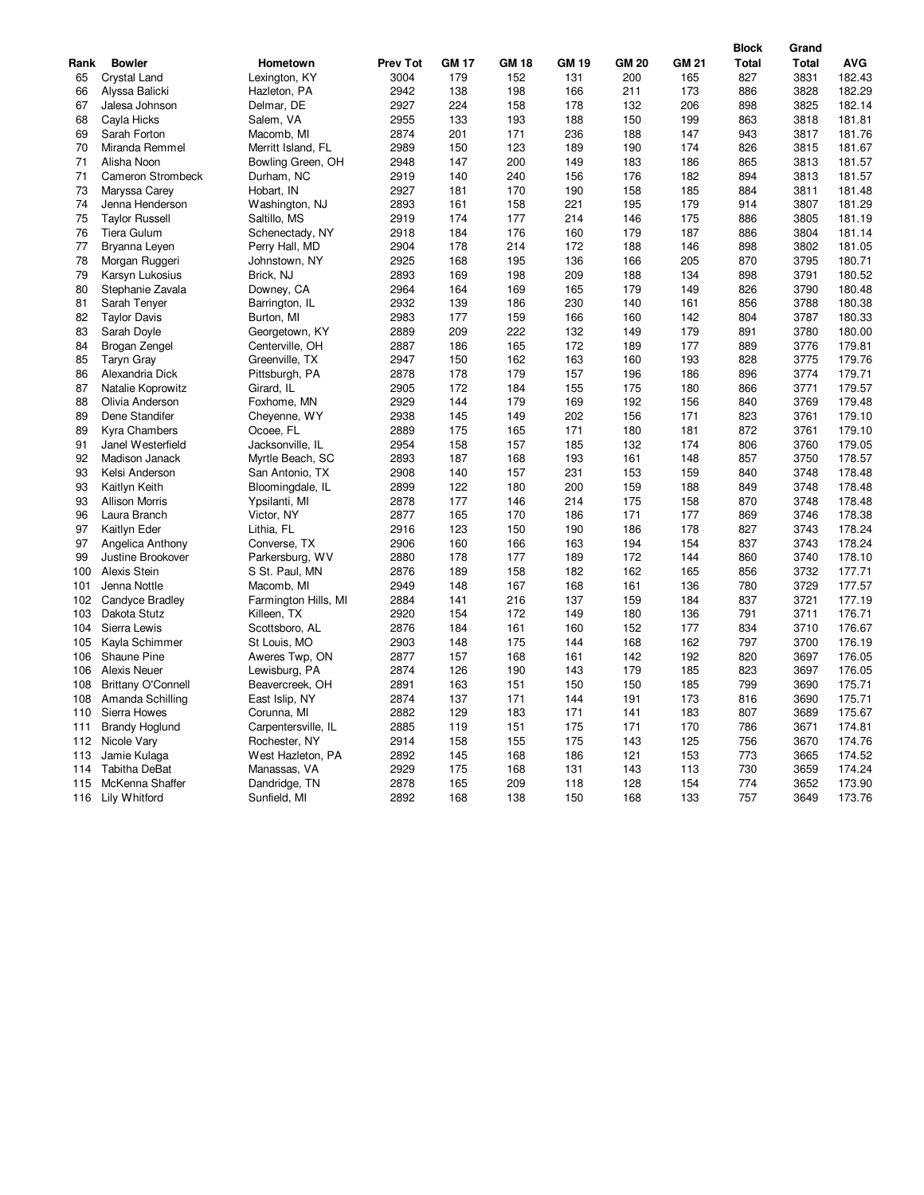| Rank | Bowler | Hometown | Prev Tot | GM 17 | GM 18 | GM 19 | GM 20 | GM 21 | Block Total | Grand Total | AVG |
|---|---|---|---|---|---|---|---|---|---|---|---|
| 65 | Crystal Land | Lexington, KY | 3004 | 179 | 152 | 131 | 200 | 165 | 827 | 3831 | 182.43 |
| 66 | Alyssa Balicki | Hazleton, PA | 2942 | 138 | 198 | 166 | 211 | 173 | 886 | 3828 | 182.29 |
| 67 | Jalesa Johnson | Delmar, DE | 2927 | 224 | 158 | 178 | 132 | 206 | 898 | 3825 | 182.14 |
| 68 | Cayla Hicks | Salem, VA | 2955 | 133 | 193 | 188 | 150 | 199 | 863 | 3818 | 181.81 |
| 69 | Sarah Forton | Macomb, MI | 2874 | 201 | 171 | 236 | 188 | 147 | 943 | 3817 | 181.76 |
| 70 | Miranda Remmel | Merritt Island, FL | 2989 | 150 | 123 | 189 | 190 | 174 | 826 | 3815 | 181.67 |
| 71 | Alisha Noon | Bowling Green, OH | 2948 | 147 | 200 | 149 | 183 | 186 | 865 | 3813 | 181.57 |
| 71 | Cameron Strombeck | Durham, NC | 2919 | 140 | 240 | 156 | 176 | 182 | 894 | 3813 | 181.57 |
| 73 | Maryssa Carey | Hobart, IN | 2927 | 181 | 170 | 190 | 158 | 185 | 884 | 3811 | 181.48 |
| 74 | Jenna Henderson | Washington, NJ | 2893 | 161 | 158 | 221 | 195 | 179 | 914 | 3807 | 181.29 |
| 75 | Taylor Russell | Saltillo, MS | 2919 | 174 | 177 | 214 | 146 | 175 | 886 | 3805 | 181.19 |
| 76 | Tiera Gulum | Schenectady, NY | 2918 | 184 | 176 | 160 | 179 | 187 | 886 | 3804 | 181.14 |
| 77 | Bryanna Leyen | Perry Hall, MD | 2904 | 178 | 214 | 172 | 188 | 146 | 898 | 3802 | 181.05 |
| 78 | Morgan Ruggeri | Johnstown, NY | 2925 | 168 | 195 | 136 | 166 | 205 | 870 | 3795 | 180.71 |
| 79 | Karsyn Lukosius | Brick, NJ | 2893 | 169 | 198 | 209 | 188 | 134 | 898 | 3791 | 180.52 |
| 80 | Stephanie Zavala | Downey, CA | 2964 | 164 | 169 | 165 | 179 | 149 | 826 | 3790 | 180.48 |
| 81 | Sarah Tenyer | Barrington, IL | 2932 | 139 | 186 | 230 | 140 | 161 | 856 | 3788 | 180.38 |
| 82 | Taylor Davis | Burton, MI | 2983 | 177 | 159 | 166 | 160 | 142 | 804 | 3787 | 180.33 |
| 83 | Sarah Doyle | Georgetown, KY | 2889 | 209 | 222 | 132 | 149 | 179 | 891 | 3780 | 180.00 |
| 84 | Brogan Zengel | Centerville, OH | 2887 | 186 | 165 | 172 | 189 | 177 | 889 | 3776 | 179.81 |
| 85 | Taryn Gray | Greenville, TX | 2947 | 150 | 162 | 163 | 160 | 193 | 828 | 3775 | 179.76 |
| 86 | Alexandria Dick | Pittsburgh, PA | 2878 | 178 | 179 | 157 | 196 | 186 | 896 | 3774 | 179.71 |
| 87 | Natalie Koprowitz | Girard, IL | 2905 | 172 | 184 | 155 | 175 | 180 | 866 | 3771 | 179.57 |
| 88 | Olivia Anderson | Foxhome, MN | 2929 | 144 | 179 | 169 | 192 | 156 | 840 | 3769 | 179.48 |
| 89 | Dene Standifer | Cheyenne, WY | 2938 | 145 | 149 | 202 | 156 | 171 | 823 | 3761 | 179.10 |
| 89 | Kyra Chambers | Ocoee, FL | 2889 | 175 | 165 | 171 | 180 | 181 | 872 | 3761 | 179.10 |
| 91 | Janel Westerfield | Jacksonville, IL | 2954 | 158 | 157 | 185 | 132 | 174 | 806 | 3760 | 179.05 |
| 92 | Madison Janack | Myrtle Beach, SC | 2893 | 187 | 168 | 193 | 161 | 148 | 857 | 3750 | 178.57 |
| 93 | Kelsi Anderson | San Antonio, TX | 2908 | 140 | 157 | 231 | 153 | 159 | 840 | 3748 | 178.48 |
| 93 | Kaitlyn Keith | Bloomingdale, IL | 2899 | 122 | 180 | 200 | 159 | 188 | 849 | 3748 | 178.48 |
| 93 | Allison Morris | Ypsilanti, MI | 2878 | 177 | 146 | 214 | 175 | 158 | 870 | 3748 | 178.48 |
| 96 | Laura Branch | Victor, NY | 2877 | 165 | 170 | 186 | 171 | 177 | 869 | 3746 | 178.38 |
| 97 | Kaitlyn Eder | Lithia, FL | 2916 | 123 | 150 | 190 | 186 | 178 | 827 | 3743 | 178.24 |
| 97 | Angelica Anthony | Converse, TX | 2906 | 160 | 166 | 163 | 194 | 154 | 837 | 3743 | 178.24 |
| 99 | Justine Brookover | Parkersburg, WV | 2880 | 178 | 177 | 189 | 172 | 144 | 860 | 3740 | 178.10 |
| 100 | Alexis Stein | S St. Paul, MN | 2876 | 189 | 158 | 182 | 162 | 165 | 856 | 3732 | 177.71 |
| 101 | Jenna Nottle | Macomb, MI | 2949 | 148 | 167 | 168 | 161 | 136 | 780 | 3729 | 177.57 |
| 102 | Candyce Bradley | Farmington Hills, MI | 2884 | 141 | 216 | 137 | 159 | 184 | 837 | 3721 | 177.19 |
| 103 | Dakota Stutz | Killeen, TX | 2920 | 154 | 172 | 149 | 180 | 136 | 791 | 3711 | 176.71 |
| 104 | Sierra Lewis | Scottsboro, AL | 2876 | 184 | 161 | 160 | 152 | 177 | 834 | 3710 | 176.67 |
| 105 | Kayla Schimmer | St Louis, MO | 2903 | 148 | 175 | 144 | 168 | 162 | 797 | 3700 | 176.19 |
| 106 | Shaune Pine | Aweres Twp, ON | 2877 | 157 | 168 | 161 | 142 | 192 | 820 | 3697 | 176.05 |
| 106 | Alexis Neuer | Lewisburg, PA | 2874 | 126 | 190 | 143 | 179 | 185 | 823 | 3697 | 176.05 |
| 108 | Brittany O'Connell | Beavercreek, OH | 2891 | 163 | 151 | 150 | 150 | 185 | 799 | 3690 | 175.71 |
| 108 | Amanda Schilling | East Islip, NY | 2874 | 137 | 171 | 144 | 191 | 173 | 816 | 3690 | 175.71 |
| 110 | Sierra Howes | Corunna, MI | 2882 | 129 | 183 | 171 | 141 | 183 | 807 | 3689 | 175.67 |
| 111 | Brandy Hoglund | Carpentersville, IL | 2885 | 119 | 151 | 175 | 171 | 170 | 786 | 3671 | 174.81 |
| 112 | Nicole Vary | Rochester, NY | 2914 | 158 | 155 | 175 | 143 | 125 | 756 | 3670 | 174.76 |
| 113 | Jamie Kulaga | West Hazleton, PA | 2892 | 145 | 168 | 186 | 121 | 153 | 773 | 3665 | 174.52 |
| 114 | Tabitha DeBat | Manassas, VA | 2929 | 175 | 168 | 131 | 143 | 113 | 730 | 3659 | 174.24 |
| 115 | McKenna Shaffer | Dandridge, TN | 2878 | 165 | 209 | 118 | 128 | 154 | 774 | 3652 | 173.90 |
| 116 | Lily Whitford | Sunfield, MI | 2892 | 168 | 138 | 150 | 168 | 133 | 757 | 3649 | 173.76 |